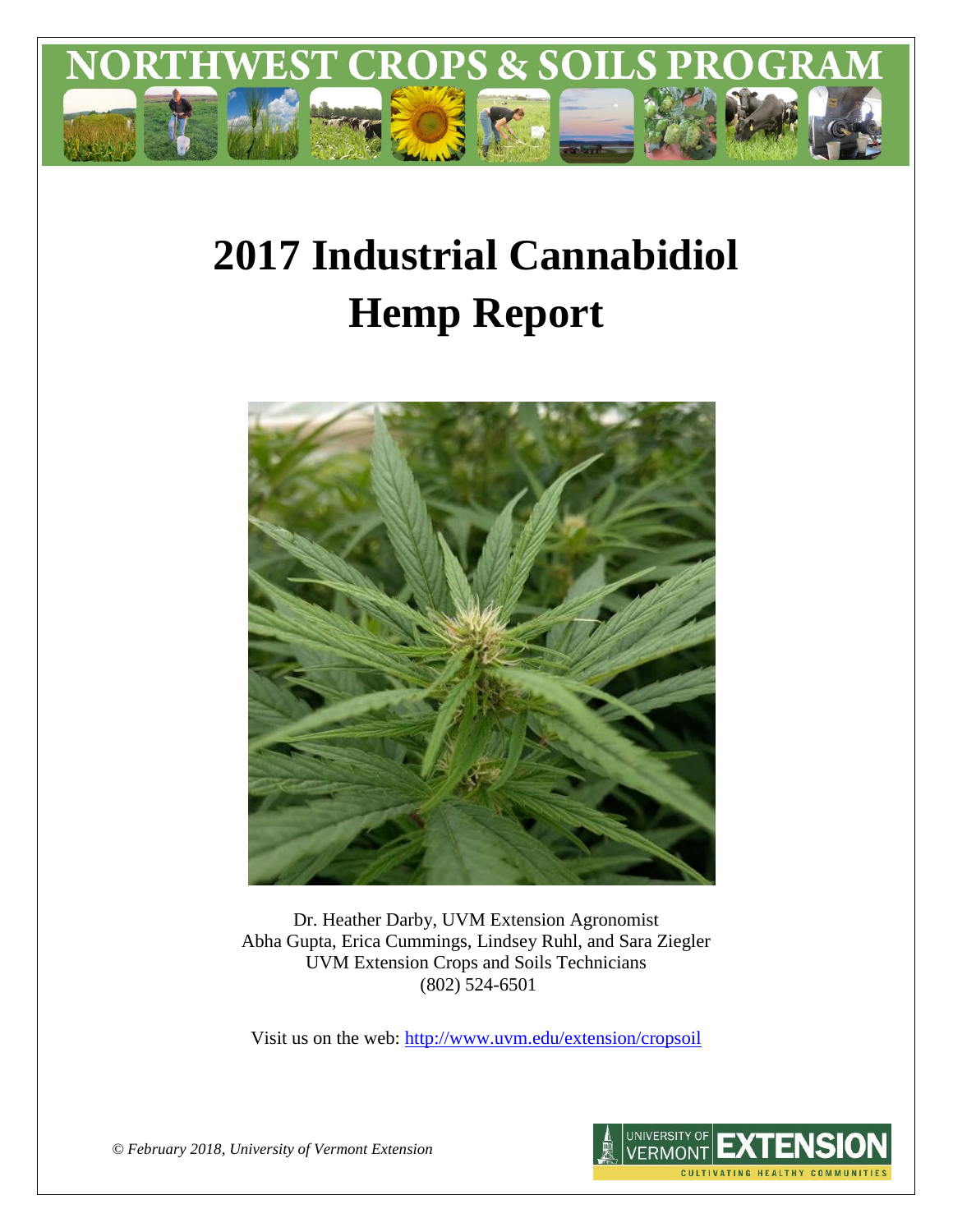NORTHWEST CROPS & SOILS PROGRAM

# 2017 Industrial Cannabidiol Hemp Report

Dr. Heather Darby, UVM Extension Agronomist
Abha Gupta, Erica Cummings, Lindsey Ruhl, and Sara Ziegler
UVM Extension Crops and Soils Technicians
(802) 524-6501

Visit us on the web: http://www.uvm.edu/extension/cropsoil

*© February 2018, University of Vermont Extension*

UNIVERSITY OF VERMONT EXTENSION
CULTIVATING HEALTHY COMMUNITIES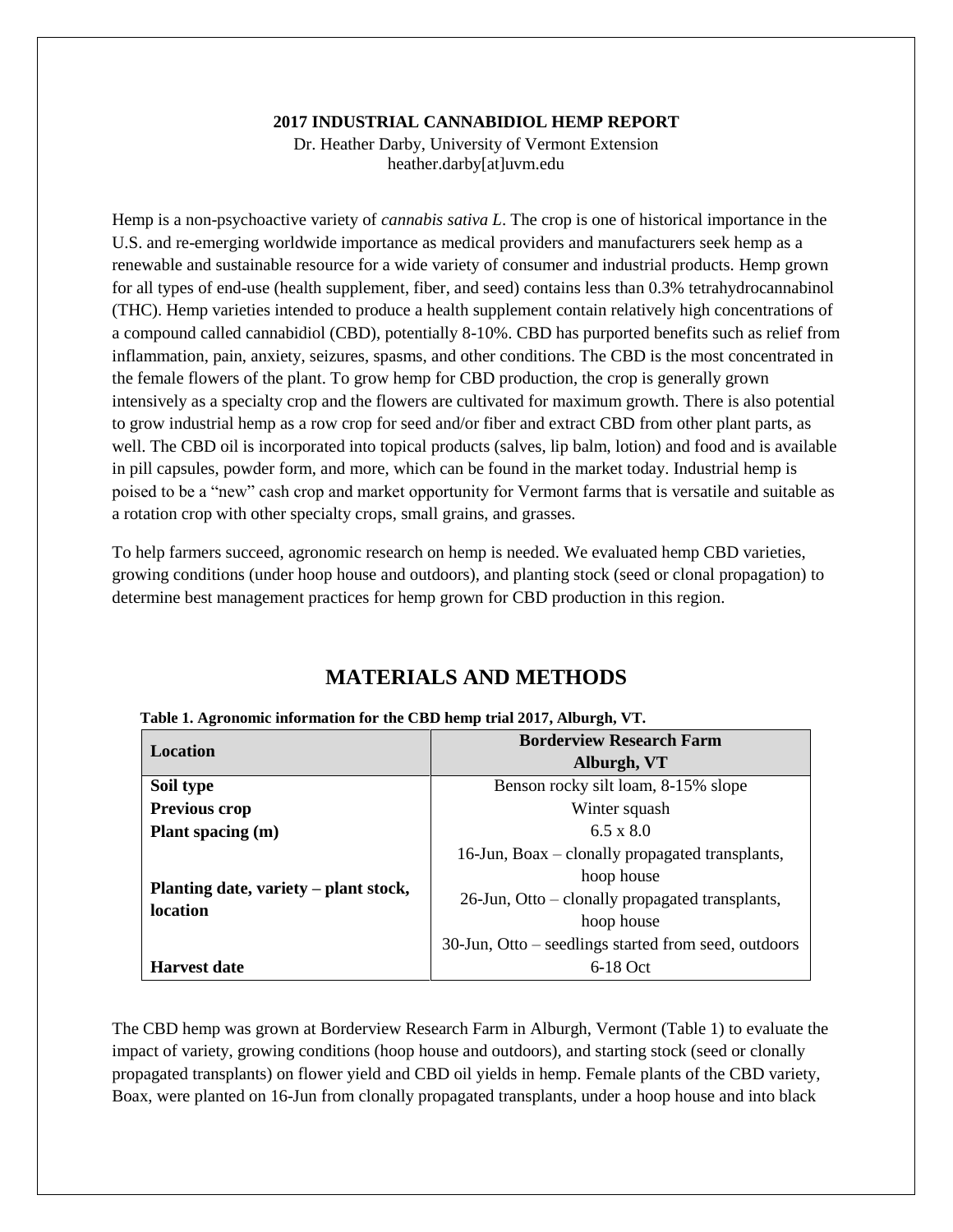**2017 INDUSTRIAL CANNABIDIOL HEMP REPORT**
Dr. Heather Darby, University of Vermont Extension
heather.darby[at]uvm.edu

Hemp is a non-psychoactive variety of *cannabis sativa L*. The crop is one of historical importance in the U.S. and re-emerging worldwide importance as medical providers and manufacturers seek hemp as a renewable and sustainable resource for a wide variety of consumer and industrial products. Hemp grown for all types of end-use (health supplement, fiber, and seed) contains less than 0.3% tetrahydrocannabinol (THC). Hemp varieties intended to produce a health supplement contain relatively high concentrations of a compound called cannabidiol (CBD), potentially 8-10%. CBD has purported benefits such as relief from inflammation, pain, anxiety, seizures, spasms, and other conditions. The CBD is the most concentrated in the female flowers of the plant. To grow hemp for CBD production, the crop is generally grown intensively as a specialty crop and the flowers are cultivated for maximum growth. There is also potential to grow industrial hemp as a row crop for seed and/or fiber and extract CBD from other plant parts, as well. The CBD oil is incorporated into topical products (salves, lip balm, lotion) and food and is available in pill capsules, powder form, and more, which can be found in the market today. Industrial hemp is poised to be a "new" cash crop and market opportunity for Vermont farms that is versatile and suitable as a rotation crop with other specialty crops, small grains, and grasses.

To help farmers succeed, agronomic research on hemp is needed. We evaluated hemp CBD varieties, growing conditions (under hoop house and outdoors), and planting stock (seed or clonal propagation) to determine best management practices for hemp grown for CBD production in this region.

## MATERIALS AND METHODS

**Table 1. Agronomic information for the CBD hemp trial 2017, Alburgh, VT.**

| Location | Borderview Research Farm Alburgh, VT |
|---|---|
| **Soil type** | Benson rocky silt loam, 8-15% slope |
| **Previous crop** | Winter squash |
| **Plant spacing (m)** | 6.5 x 8.0 |
| **Planting date, variety – plant stock, location** | 16-Jun, Boax – clonally propagated transplants, hoop house<br>26-Jun, Otto – clonally propagated transplants, hoop house<br>30-Jun, Otto – seedlings started from seed, outdoors |
| **Harvest date** | 6-18 Oct |

The CBD hemp was grown at Borderview Research Farm in Alburgh, Vermont (Table 1) to evaluate the impact of variety, growing conditions (hoop house and outdoors), and starting stock (seed or clonally propagated transplants) on flower yield and CBD oil yields in hemp. Female plants of the CBD variety, Boax, were planted on 16-Jun from clonally propagated transplants, under a hoop house and into black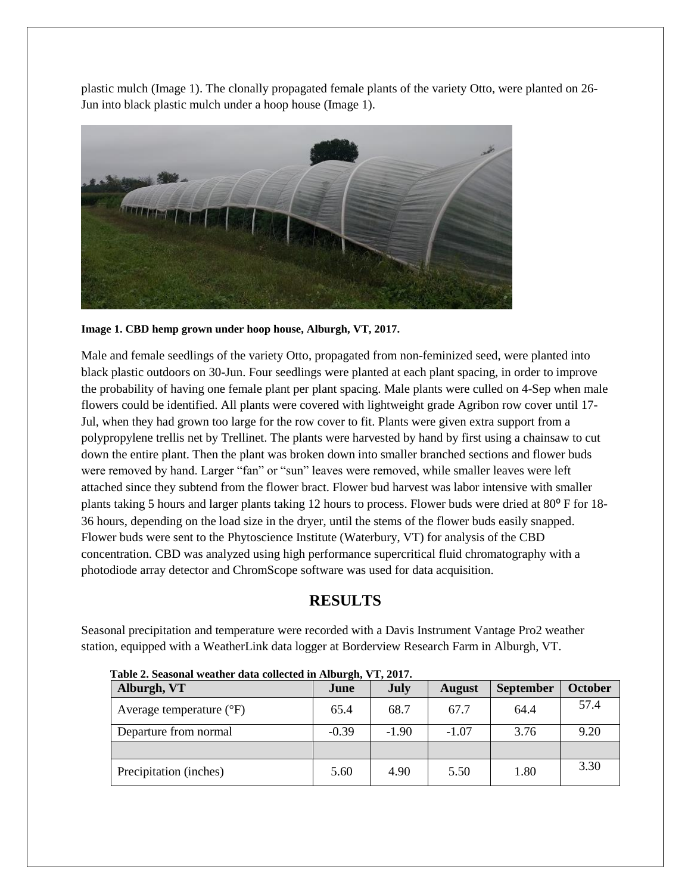plastic mulch (Image 1). The clonally propagated female plants of the variety Otto, were planted on 26-Jun into black plastic mulch under a hoop house (Image 1).

**Image 1. CBD hemp grown under hoop house, Alburgh, VT, 2017.**

Male and female seedlings of the variety Otto, propagated from non-feminized seed, were planted into black plastic outdoors on 30-Jun. Four seedlings were planted at each plant spacing, in order to improve the probability of having one female plant per plant spacing. Male plants were culled on 4-Sep when male flowers could be identified. All plants were covered with lightweight grade Agribon row cover until 17-Jul, when they had grown too large for the row cover to fit. Plants were given extra support from a polypropylene trellis net by Trellinet. The plants were harvested by hand by first using a chainsaw to cut down the entire plant. Then the plant was broken down into smaller branched sections and flower buds were removed by hand. Larger "fan" or "sun" leaves were removed, while smaller leaves were left attached since they subtend from the flower bract. Flower bud harvest was labor intensive with smaller plants taking 5 hours and larger plants taking 12 hours to process. Flower buds were dried at 80° F for 18-36 hours, depending on the load size in the dryer, until the stems of the flower buds easily snapped. Flower buds were sent to the Phytoscience Institute (Waterbury, VT) for analysis of the CBD concentration. CBD was analyzed using high performance supercritical fluid chromatography with a photodiode array detector and ChromScope software was used for data acquisition.

## RESULTS

Seasonal precipitation and temperature were recorded with a Davis Instrument Vantage Pro2 weather station, equipped with a WeatherLink data logger at Borderview Research Farm in Alburgh, VT.

**Table 2. Seasonal weather data collected in Alburgh, VT, 2017.**

| Alburgh, VT | June | July | August | September | October |
|---|---|---|---|---|---|
| Average temperature (°F) | 65.4 | 68.7 | 67.7 | 64.4 | 57.4 |
| Departure from normal | -0.39 | -1.90 | -1.07 | 3.76 | 9.20 |
| | | | | | |
| Precipitation (inches) | 5.60 | 4.90 | 5.50 | 1.80 | 3.30 |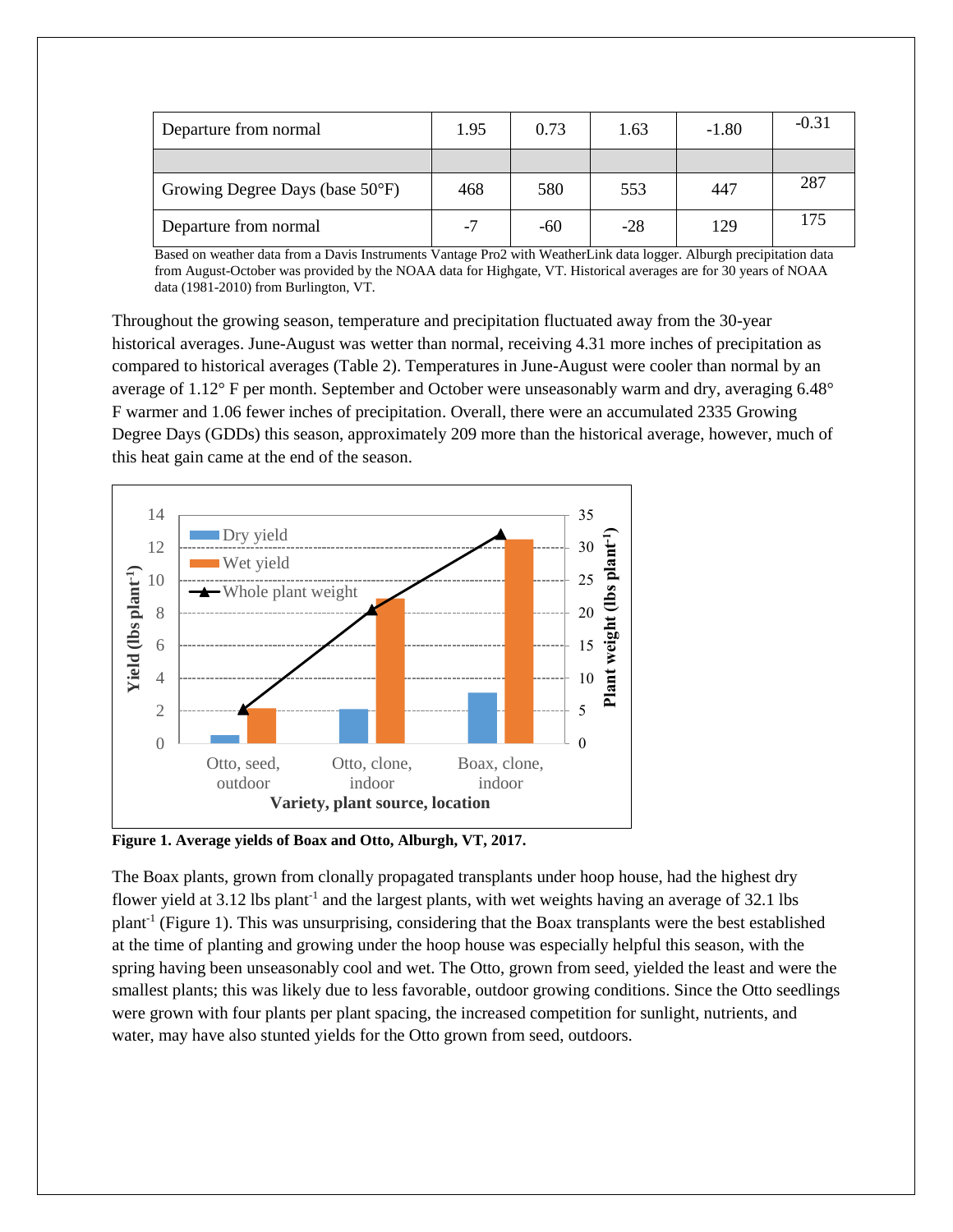| | | | | | |
|---|---|---|---|---|---|
| Departure from normal | 1.95 | 0.73 | 1.63 | -1.80 | -0.31 |
| | | | | | |
| Growing Degree Days (base 50°F) | 468 | 580 | 553 | 447 | 287 |
| Departure from normal | -7 | -60 | -28 | 129 | 175 |

Based on weather data from a Davis Instruments Vantage Pro2 with WeatherLink data logger. Alburgh precipitation data from August-October was provided by the NOAA data for Highgate, VT. Historical averages are for 30 years of NOAA data (1981-2010) from Burlington, VT.

Throughout the growing season, temperature and precipitation fluctuated away from the 30-year historical averages. June-August was wetter than normal, receiving 4.31 more inches of precipitation as compared to historical averages (Table 2). Temperatures in June-August were cooler than normal by an average of 1.12° F per month. September and October were unseasonably warm and dry, averaging 6.48° F warmer and 1.06 fewer inches of precipitation. Overall, there were an accumulated 2335 Growing Degree Days (GDDs) this season, approximately 209 more than the historical average, however, much of this heat gain came at the end of the season.

Yield (lbs plant$^{-1}$)

14
12
10
8
6
4
2
0

Plant weight (lbs plant$^{-1}$)

35
30
25
20
15
10
5
0

Dry yield
Wet yield
Whole plant weight

Otto, seed, outdoor
Otto, clone, indoor
Boax, clone, indoor

Variety, plant source, location

**Figure 1. Average yields of Boax and Otto, Alburgh, VT, 2017.**

The Boax plants, grown from clonally propagated transplants under hoop house, had the highest dry flower yield at 3.12 lbs plant$^{-1}$ and the largest plants, with wet weights having an average of 32.1 lbs plant$^{-1}$ (Figure 1). This was unsurprising, considering that the Boax transplants were the best established at the time of planting and growing under the hoop house was especially helpful this season, with the spring having been unseasonably cool and wet. The Otto, grown from seed, yielded the least and were the smallest plants; this was likely due to less favorable, outdoor growing conditions. Since the Otto seedlings were grown with four plants per plant spacing, the increased competition for sunlight, nutrients, and water, may have also stunted yields for the Otto grown from seed, outdoors.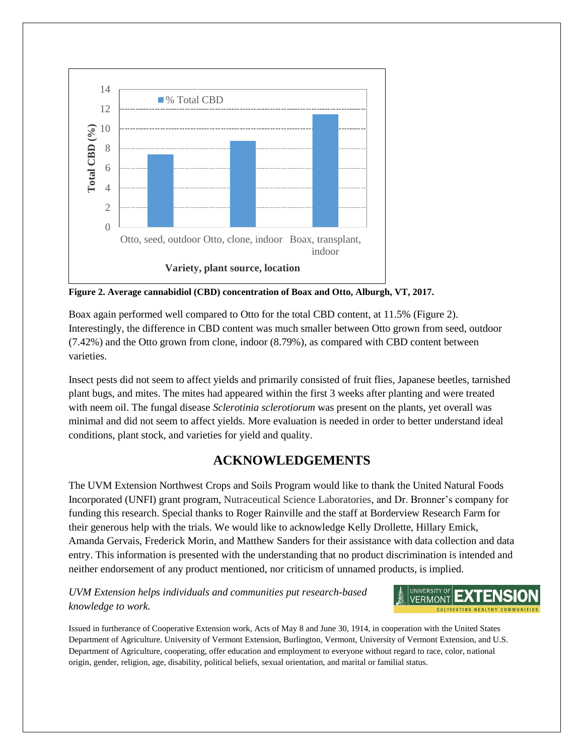14
12
10
8
6
4
2
0

% Total CBD

Total CBD (%)

Otto, seed, outdoor
Otto, clone, indoor
Boax, transplant, indoor

Variety, plant source, location

**Figure 2. Average cannabidiol (CBD) concentration of Boax and Otto, Alburgh, VT, 2017.**

Boax again performed well compared to Otto for the total CBD content, at 11.5% (Figure 2). Interestingly, the difference in CBD content was much smaller between Otto grown from seed, outdoor (7.42%) and the Otto grown from clone, indoor (8.79%), as compared with CBD content between varieties.

Insect pests did not seem to affect yields and primarily consisted of fruit flies, Japanese beetles, tarnished plant bugs, and mites. The mites had appeared within the first 3 weeks after planting and were treated with neem oil. The fungal disease *Sclerotinia sclerotiorum* was present on the plants, yet overall was minimal and did not seem to affect yields. More evaluation is needed in order to better understand ideal conditions, plant stock, and varieties for yield and quality.

## ACKNOWLEDGEMENTS

The UVM Extension Northwest Crops and Soils Program would like to thank the United Natural Foods Incorporated (UNFI) grant program, Nutraceutical Science Laboratories, and Dr. Bronner's company for funding this research. Special thanks to Roger Rainville and the staff at Borderview Research Farm for their generous help with the trials. We would like to acknowledge Kelly Drollette, Hillary Emick, Amanda Gervais, Frederick Morin, and Matthew Sanders for their assistance with data collection and data entry. This information is presented with the understanding that no product discrimination is intended and neither endorsement of any product mentioned, nor criticism of unnamed products, is implied.

*UVM Extension helps individuals and communities put research-based knowledge to work.*

UNIVERSITY OF VERMONT EXTENSION
CULTIVATING HEALTHY COMMUNITIES

Issued in furtherance of Cooperative Extension work, Acts of May 8 and June 30, 1914, in cooperation with the United States Department of Agriculture. University of Vermont Extension, Burlington, Vermont, University of Vermont Extension, and U.S. Department of Agriculture, cooperating, offer education and employment to everyone without regard to race, color, national origin, gender, religion, age, disability, political beliefs, sexual orientation, and marital or familial status.